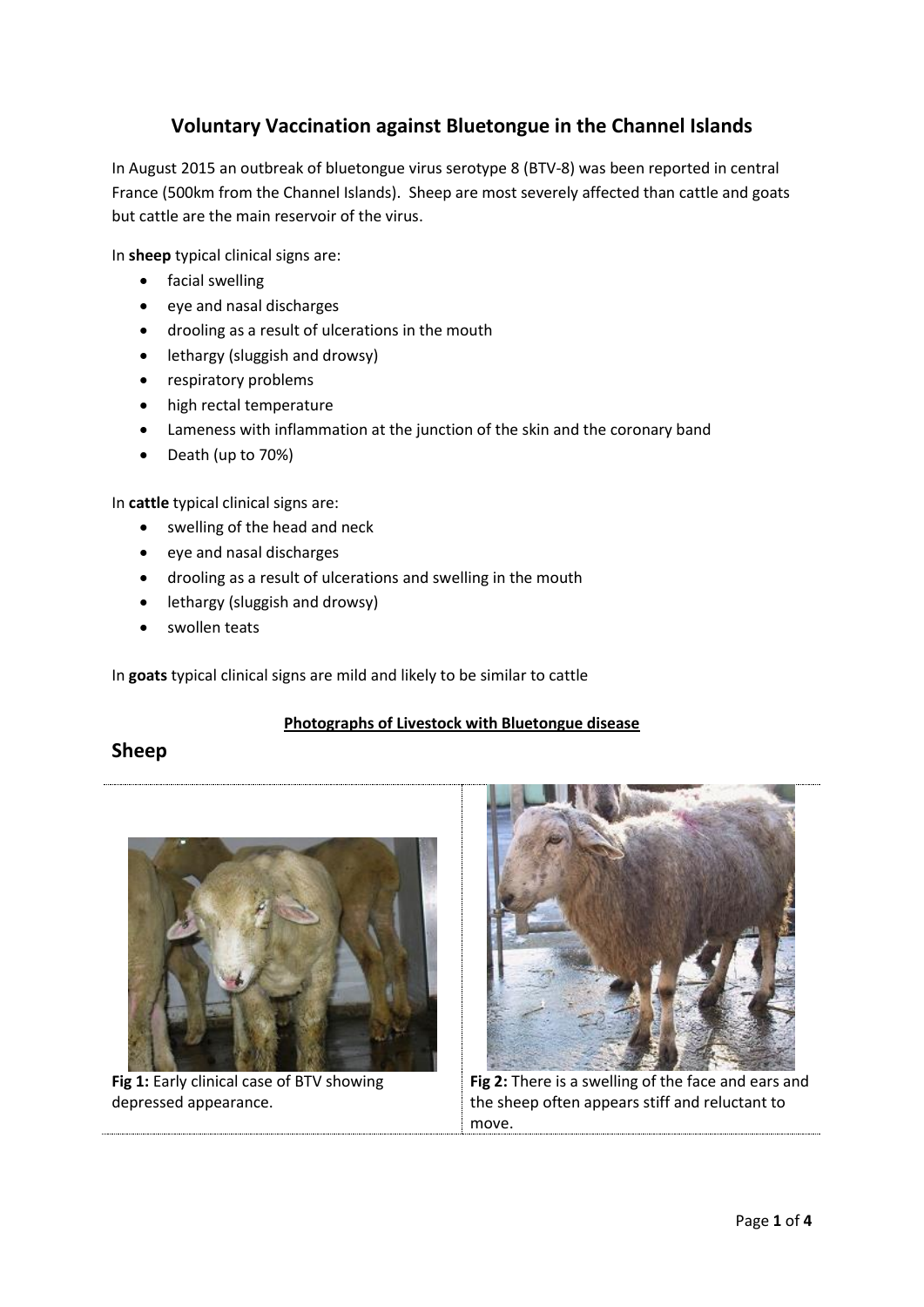# Voluntary Vaccination against Bluetongue in the Channel Islands

In August 2015 an outbreak of bluetongue virus serotype 8 (BTV-8) was been reported in central France (500km from the Channel Islands). Sheep are most severely affected than cattle and goats but cattle are the main reservoir of the virus.

In **sheep** typical clinical signs are:

- facial swelling
- eye and nasal discharges
- drooling as a result of ulcerations in the mouth
- lethargy (sluggish and drowsy)
- respiratory problems
- high rectal temperature
- Lameness with inflammation at the junction of the skin and the coronary band
- Death (up to 70%)

In **cattle** typical clinical signs are:

- swelling of the head and neck
- eye and nasal discharges
- drooling as a result of ulcerations and swelling in the mouth
- lethargy (sluggish and drowsy)
- swollen teats

In **goats** typical clinical signs are mild and likely to be similar to cattle

**Photographs of Livestock with Bluetongue disease**

## Sheep

**Fig 1:** Early clinical case of BTV showing depressed appearance.

**Fig 2:** There is a swelling of the face and ears and the sheep often appears stiff and reluctant to move.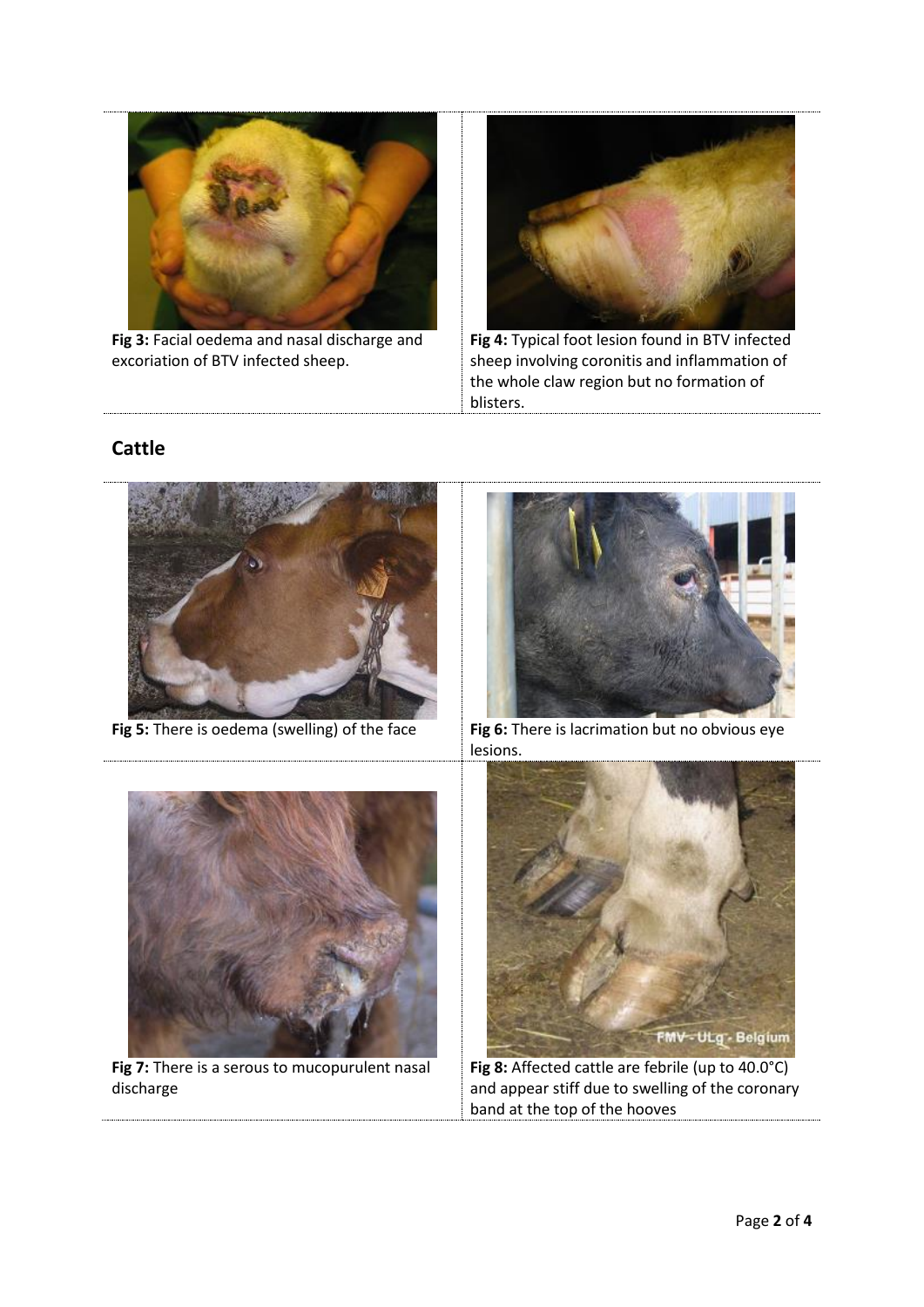**Fig 3:** Facial oedema and nasal discharge and excoriation of BTV infected sheep.

**Fig 4:** Typical foot lesion found in BTV infected sheep involving coronitis and inflammation of the whole claw region but no formation of blisters.

## Cattle

**Fig 5:** There is oedema (swelling) of the face

**Fig 6:** There is lacrimation but no obvious eye lesions.

**Fig 7:** There is a serous to mucopurulent nasal discharge

**Fig 8:** Affected cattle are febrile (up to 40.0°C) and appear stiff due to swelling of the coronary band at the top of the hooves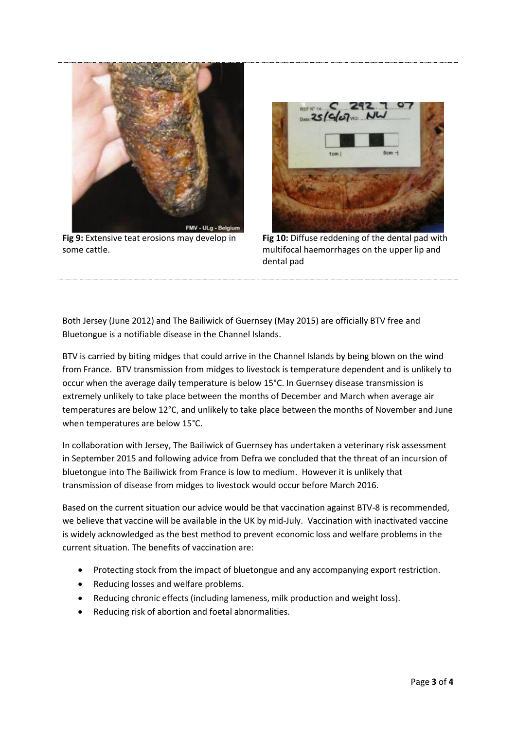**Fig 9:** Extensive teat erosions may develop in some cattle.

**Fig 10:** Diffuse reddening of the dental pad with multifocal haemorrhages on the upper lip and dental pad

Both Jersey (June 2012) and The Bailiwick of Guernsey (May 2015) are officially BTV free and Bluetongue is a notifiable disease in the Channel Islands.

BTV is carried by biting midges that could arrive in the Channel Islands by being blown on the wind from France. BTV transmission from midges to livestock is temperature dependent and is unlikely to occur when the average daily temperature is below 15°C. In Guernsey disease transmission is extremely unlikely to take place between the months of December and March when average air temperatures are below 12°C, and unlikely to take place between the months of November and June when temperatures are below 15°C.

In collaboration with Jersey, The Bailiwick of Guernsey has undertaken a veterinary risk assessment in September 2015 and following advice from Defra we concluded that the threat of an incursion of bluetongue into The Bailiwick from France is low to medium. However it is unlikely that transmission of disease from midges to livestock would occur before March 2016.

Based on the current situation our advice would be that vaccination against BTV-8 is recommended, we believe that vaccine will be available in the UK by mid-July. Vaccination with inactivated vaccine is widely acknowledged as the best method to prevent economic loss and welfare problems in the current situation. The benefits of vaccination are:

- Protecting stock from the impact of bluetongue and any accompanying export restriction.
- Reducing losses and welfare problems.
- Reducing chronic effects (including lameness, milk production and weight loss).
- Reducing risk of abortion and foetal abnormalities.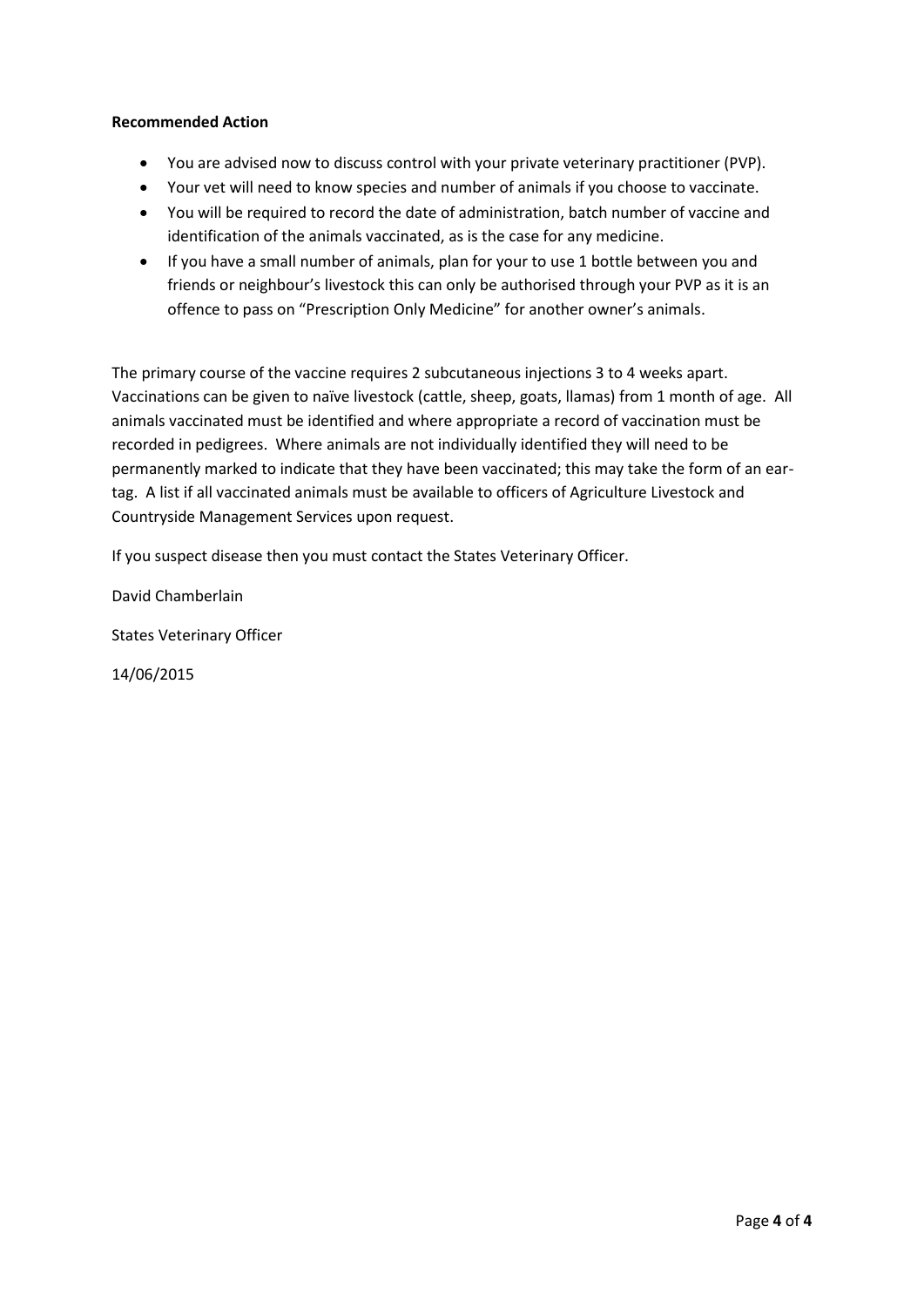**Recommended Action**

- You are advised now to discuss control with your private veterinary practitioner (PVP).
- Your vet will need to know species and number of animals if you choose to vaccinate.
- You will be required to record the date of administration, batch number of vaccine and identification of the animals vaccinated, as is the case for any medicine.
- If you have a small number of animals, plan for your to use 1 bottle between you and friends or neighbour's livestock this can only be authorised through your PVP as it is an offence to pass on "Prescription Only Medicine" for another owner's animals.

The primary course of the vaccine requires 2 subcutaneous injections 3 to 4 weeks apart. Vaccinations can be given to naïve livestock (cattle, sheep, goats, llamas) from 1 month of age. All animals vaccinated must be identified and where appropriate a record of vaccination must be recorded in pedigrees. Where animals are not individually identified they will need to be permanently marked to indicate that they have been vaccinated; this may take the form of an ear-tag. A list if all vaccinated animals must be available to officers of Agriculture Livestock and Countryside Management Services upon request.

If you suspect disease then you must contact the States Veterinary Officer.

David Chamberlain

States Veterinary Officer

14/06/2015